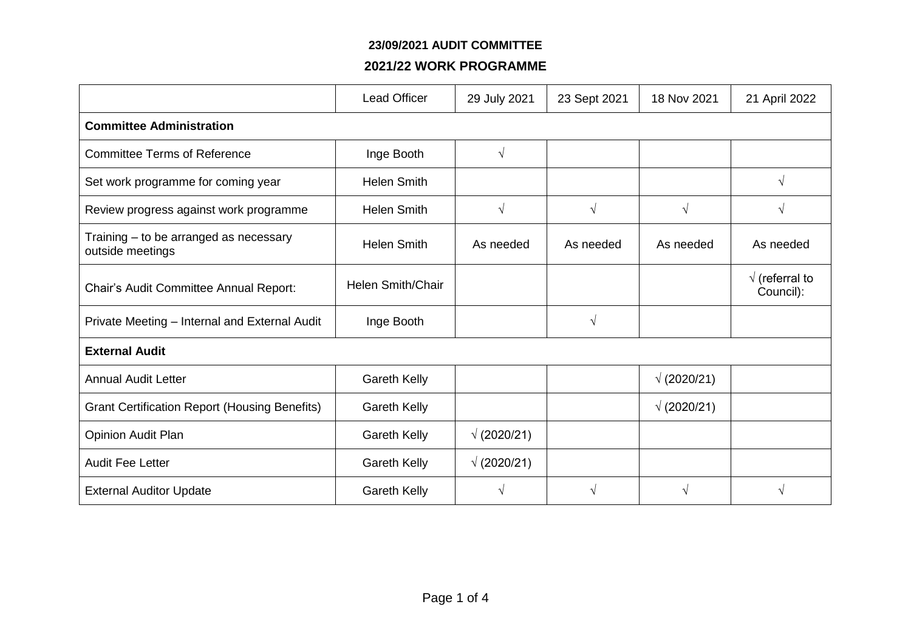**23/09/2021 AUDIT COMMITTEE**

**2021/22 WORK PROGRAMME**

| | Lead Officer | 29 July 2021 | 23 Sept 2021 | 18 Nov 2021 | 21 April 2022 |
|---|---|---|---|---|---|
| **Committee Administration** | | | | | |
| Committee Terms of Reference | Inge Booth | √ | | | |
| Set work programme for coming year | Helen Smith | | | | √ |
| Review progress against work programme | Helen Smith | √ | √ | √ | √ |
| Training – to be arranged as necessary outside meetings | Helen Smith | As needed | As needed | As needed | As needed |
| Chair's Audit Committee Annual Report: | Helen Smith/Chair | | | | √ (referral to Council): |
| Private Meeting – Internal and External Audit | Inge Booth | | √ | | |
| **External Audit** | | | | | |
| Annual Audit Letter | Gareth Kelly | | | √ (2020/21) | |
| Grant Certification Report (Housing Benefits) | Gareth Kelly | | | √ (2020/21) | |
| Opinion Audit Plan | Gareth Kelly | √ (2020/21) | | | |
| Audit Fee Letter | Gareth Kelly | √ (2020/21) | | | |
| External Auditor Update | Gareth Kelly | √ | √ | √ | √ |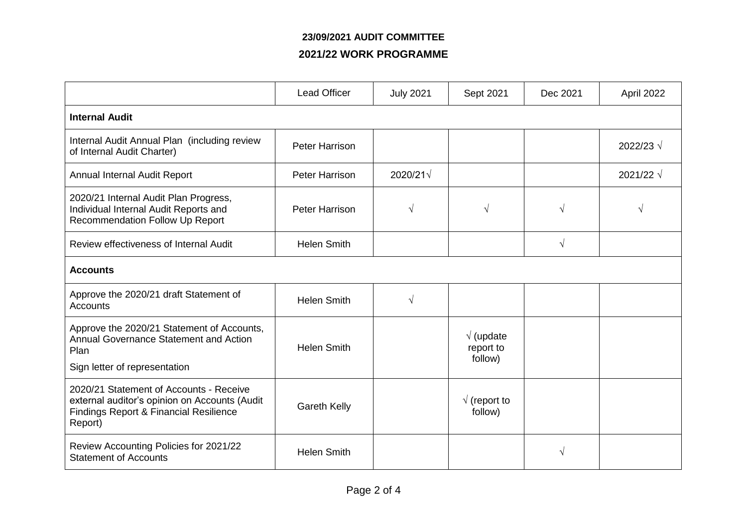**23/09/2021 AUDIT COMMITTEE**

**2021/22 WORK PROGRAMME**

| | Lead Officer | July 2021 | Sept 2021 | Dec 2021 | April 2022 |
|---|---|---|---|---|---|
| **Internal Audit** | | | | | |
| Internal Audit Annual Plan (including review of Internal Audit Charter) | Peter Harrison | | | | 2022/23 √ |
| Annual Internal Audit Report | Peter Harrison | 2020/21√ | | | 2021/22 √ |
| 2020/21 Internal Audit Plan Progress, Individual Internal Audit Reports and Recommendation Follow Up Report | Peter Harrison | √ | √ | √ | √ |
| Review effectiveness of Internal Audit | Helen Smith | | | √ | |
| **Accounts** | | | | | |
| Approve the 2020/21 draft Statement of Accounts | Helen Smith | √ | | | |
| Approve the 2020/21 Statement of Accounts, Annual Governance Statement and Action Plan<br>Sign letter of representation | Helen Smith | | √ (update report to follow) | | |
| 2020/21 Statement of Accounts - Receive external auditor's opinion on Accounts (Audit Findings Report & Financial Resilience Report) | Gareth Kelly | | √ (report to follow) | | |
| Review Accounting Policies for 2021/22 Statement of Accounts | Helen Smith | | | √ | |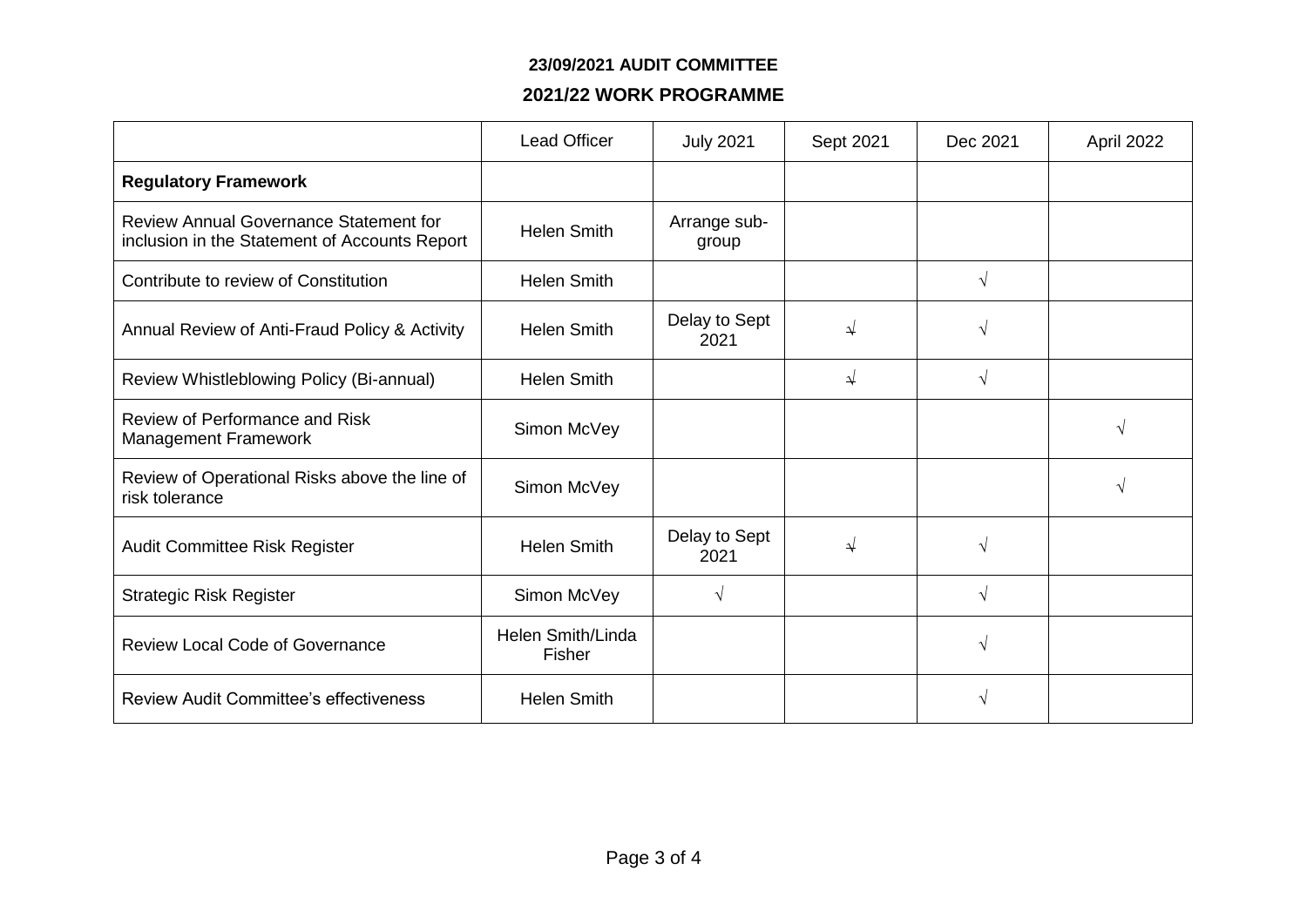**23/09/2021 AUDIT COMMITTEE**

**2021/22 WORK PROGRAMME**

| | Lead Officer | July 2021 | Sept 2021 | Dec 2021 | April 2022 |
|---|---|---|---|---|---|
| **Regulatory Framework** | | | | | |
| Review Annual Governance Statement for inclusion in the Statement of Accounts Report | Helen Smith | Arrange sub-group | | | |
| Contribute to review of Constitution | Helen Smith | | | √ | |
| Annual Review of Anti-Fraud Policy & Activity | Helen Smith | Delay to Sept 2021 | ~~√~~ | √ | |
| Review Whistleblowing Policy (Bi-annual) | Helen Smith | | ~~√~~ | √ | |
| Review of Performance and Risk Management Framework | Simon McVey | | | | √ |
| Review of Operational Risks above the line of risk tolerance | Simon McVey | | | | √ |
| Audit Committee Risk Register | Helen Smith | Delay to Sept 2021 | ~~√~~ | √ | |
| Strategic Risk Register | Simon McVey | √ | | √ | |
| Review Local Code of Governance | Helen Smith/Linda Fisher | | | √ | |
| Review Audit Committee's effectiveness | Helen Smith | | | √ | |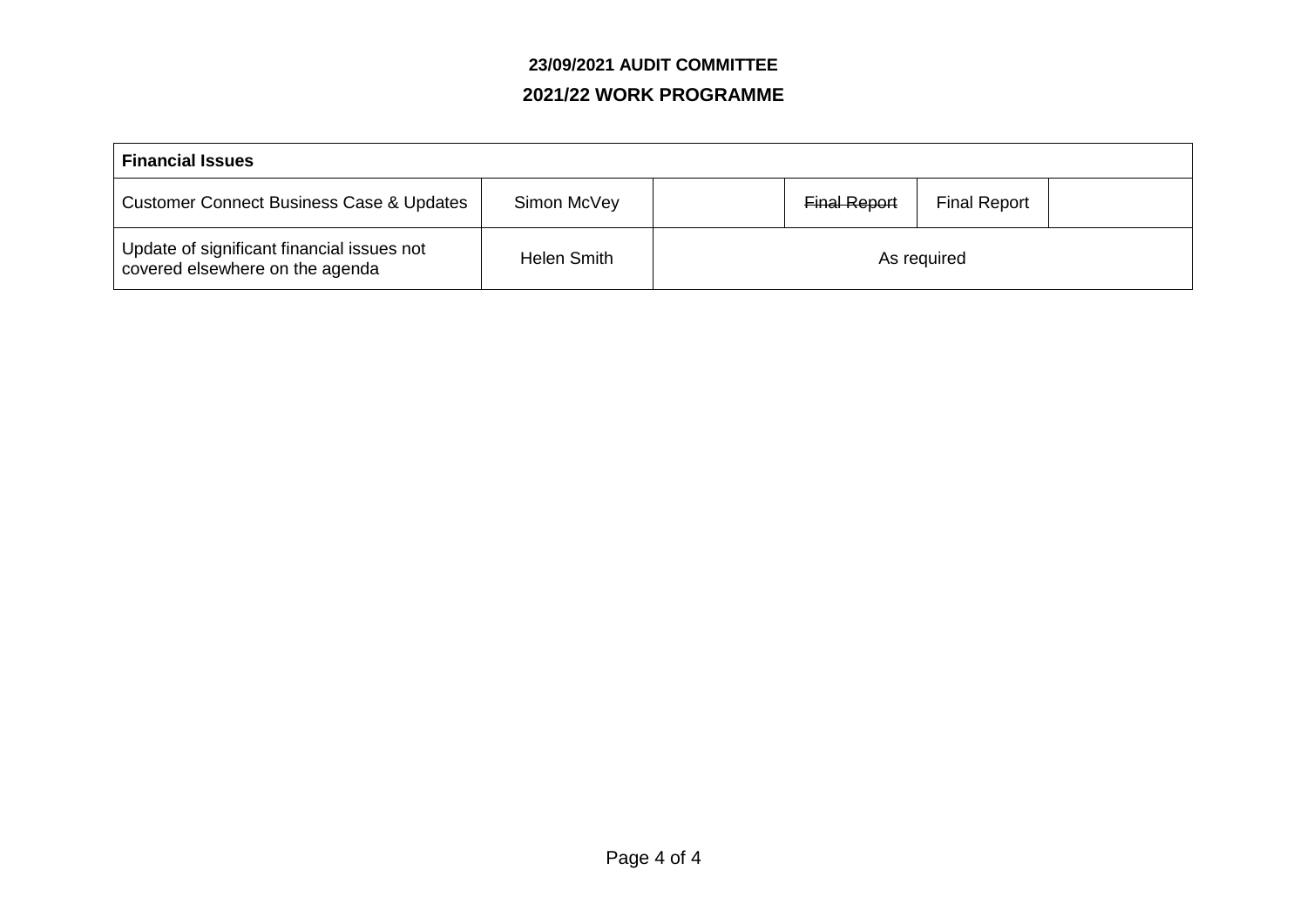**23/09/2021 AUDIT COMMITTEE**

**2021/22 WORK PROGRAMME**

| **Financial Issues** | | | | | |
|---|---|---|---|---|---|
| Customer Connect Business Case & Updates | Simon McVey | | ~~Final Report~~ | Final Report | |
| Update of significant financial issues not covered elsewhere on the agenda | Helen Smith | As required | | | |